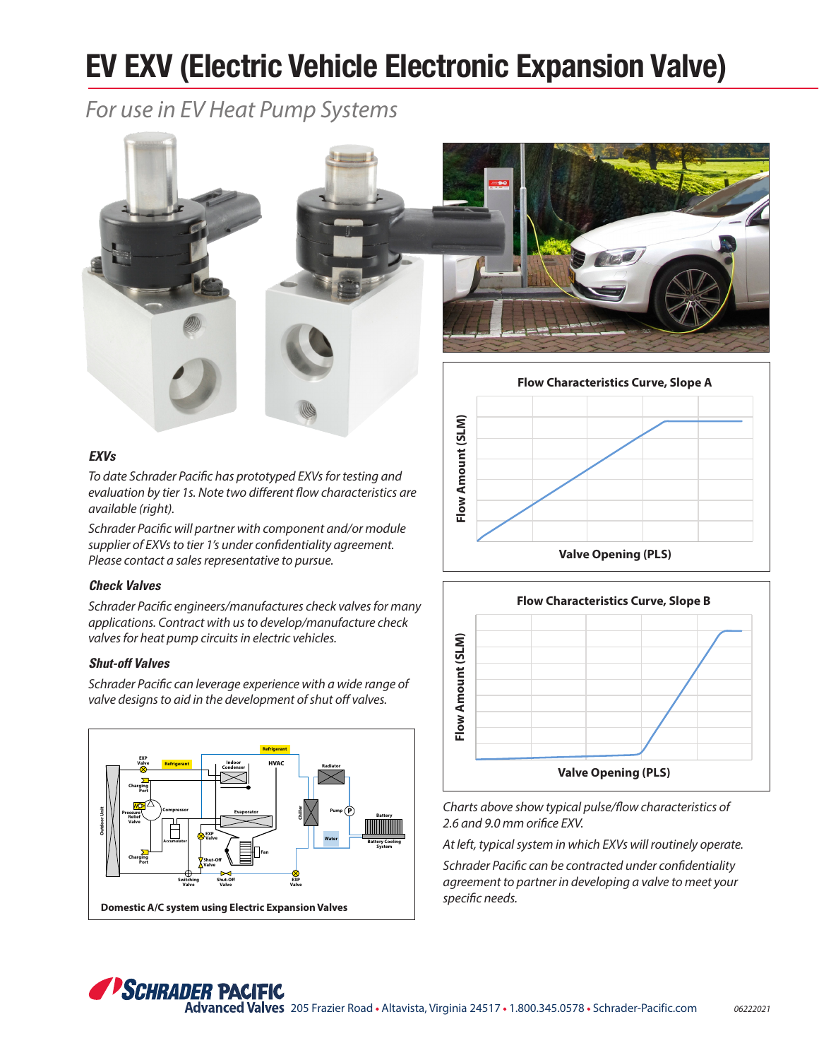# EV EXV (Electric Vehicle Electronic Expansion Valve)

*For use in EV Heat Pump Systems*

### *EXVs*

*To date Schrader Pacific has prototyped EXVs for testing and evaluation by tier 1s. Note two different flow characteristics are available (right).*

*Schrader Pacific will partner with component and/or module supplier of EXVs to tier 1's under confidentiality agreement. Please contact a sales representative to pursue.*

### *Check Valves*

*Schrader Pacific engineers/manufactures check valves for many applications. Contract with us to develop/manufacture check valves for heat pump circuits in electric vehicles.*

### *Shut-off Valves*

*Schrader Pacific can leverage experience with a wide range of valve designs to aid in the development of shut off valves.*

**Domestic A/C system using Electric Expansion Valves**

**Flow Characteristics Curve, Slope A**

**Flow Characteristics Curve, Slope B**

*Charts above show typical pulse/flow characteristics of 2.6 and 9.0 mm orifice EXV.*

*At left, typical system in which EXVs will routinely operate.*

*Schrader Pacific can be contracted under confidentiality agreement to partner in developing a valve to meet your specific needs.*

**SCHRADER PACIFIC Advanced Valves** 205 Frazier Road • Altavista, Virginia 24517 • 1.800.345.0578 • Schrader-Pacific.com

*06222021*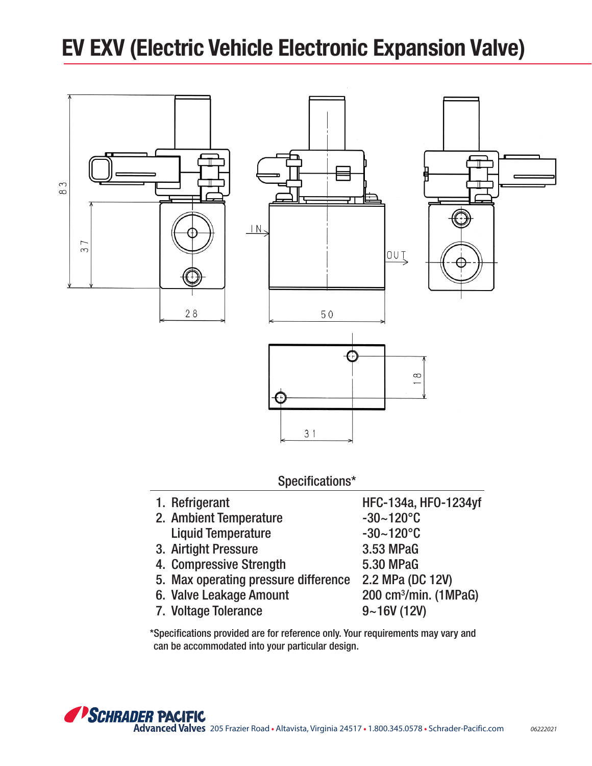# EV EXV (Electric Vehicle Electronic Expansion Valve)

83

37

28

IN

OUT

50

18

31

Specifications*

| | |
|---|---|
| 1. Refrigerant | HFC-134a, HFO-1234yf |
| 2. Ambient Temperature | -30~120°C |
| Liquid Temperature | -30~120°C |
| 3. Airtight Pressure | 3.53 MPaG |
| 4. Compressive Strength | 5.30 MPaG |
| 5. Max operating pressure difference | 2.2 MPa (DC 12V) |
| 6. Valve Leakage Amount | 200 $cm^3$/min. (1MPaG) |
| 7. Voltage Tolerance | 9~16V (12V) |

*Specifications provided are for reference only. Your requirements may vary and can be accommodated into your particular design.

SCHRADER PACIFIC Advanced Valves 205 Frazier Road • Altavista, Virginia 24517 • 1.800.345.0578 • Schrader-Pacific.com 06222021